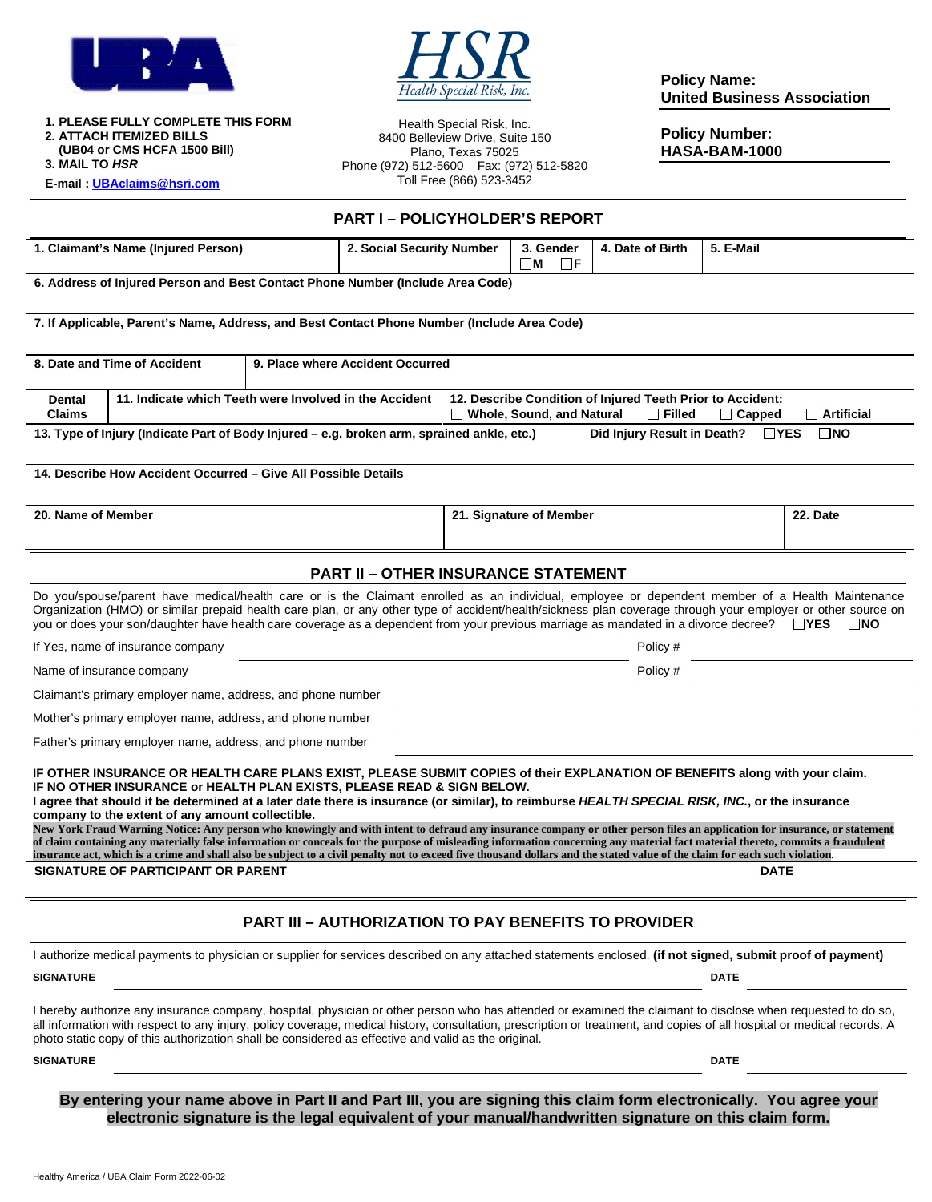1. PLEASE FULLY COMPLETE THIS FORM
2. ATTACH ITEMIZED BILLS (UB04 or CMS HCFA 1500 Bill)
3. MAIL TO *HSR*

E-mail : UBAclaims@hsri.com

**HSR** *Health Special Risk, Inc.*

Health Special Risk, Inc.
8400 Belleview Drive, Suite 150
Plano, Texas 75025
Phone (972) 512-5600 Fax: (972) 512-5820
Toll Free (866) 523-3452

**Policy Name:**
**United Business Association**

**Policy Number:**
**HASA-BAM-1000**

## PART I – POLICYHOLDER'S REPORT

| 1. Claimant's Name (Injured Person) | 2. Social Security Number | 3. Gender ☐M ☐F | 4. Date of Birth | 5. E-Mail |
|---|---|---|---|---|

**6. Address of Injured Person and Best Contact Phone Number (Include Area Code)**

**7. If Applicable, Parent's Name, Address, and Best Contact Phone Number (Include Area Code)**

| 8. Date and Time of Accident | 9. Place where Accident Occurred |
|---|---|

| Dental Claims | 11. Indicate which Teeth were Involved in the Accident | 12. Describe Condition of Injured Teeth Prior to Accident: ☐ Whole, Sound, and Natural ☐ Filled ☐ Capped ☐ Artificial |
|---|---|---|

**13. Type of Injury (Indicate Part of Body Injured – e.g. broken arm, sprained ankle, etc.)** **Did Injury Result in Death?** ☐YES ☐NO

**14. Describe How Accident Occurred – Give All Possible Details**

| 20. Name of Member | 21. Signature of Member | 22. Date |
|---|---|---|

## PART II – OTHER INSURANCE STATEMENT

Do you/spouse/parent have medical/health care or is the Claimant enrolled as an individual, employee or dependent member of a Health Maintenance Organization (HMO) or similar prepaid health care plan, or any other type of accident/health/sickness plan coverage through your employer or other source on you or does your son/daughter have health care coverage as a dependent from your previous marriage as mandated in a divorce decree? ☐YES ☐NO

If Yes, name of insurance company \_\_\_\_\_\_\_\_\_\_ Policy # \_\_\_\_\_\_\_\_\_\_

Name of insurance company \_\_\_\_\_\_\_\_\_\_ Policy # \_\_\_\_\_\_\_\_\_\_

Claimant's primary employer name, address, and phone number \_\_\_\_\_\_\_\_\_\_

Mother's primary employer name, address, and phone number \_\_\_\_\_\_\_\_\_\_

Father's primary employer name, address, and phone number \_\_\_\_\_\_\_\_\_\_

**IF OTHER INSURANCE OR HEALTH CARE PLANS EXIST, PLEASE SUBMIT COPIES of their EXPLANATION OF BENEFITS along with your claim.**
**IF NO OTHER INSURANCE or HEALTH PLAN EXISTS, PLEASE READ & SIGN BELOW.**
**I agree that should it be determined at a later date there is insurance (or similar), to reimburse *HEALTH SPECIAL RISK, INC.*, or the insurance company to the extent of any amount collectible.**

**New York Fraud Warning Notice: Any person who knowingly and with intent to defraud any insurance company or other person files an application for insurance, or statement of claim containing any materially false information or conceals for the purpose of misleading information concerning any material fact material thereto, commits a fraudulent insurance act, which is a crime and shall also be subject to a civil penalty not to exceed five thousand dollars and the stated value of the claim for each such violation.**

| SIGNATURE OF PARTICIPANT OR PARENT | DATE |
|---|---|

## PART III – AUTHORIZATION TO PAY BENEFITS TO PROVIDER

I authorize medical payments to physician or supplier for services described on any attached statements enclosed. **(if not signed, submit proof of payment)**

**SIGNATURE** \_\_\_\_\_\_\_\_\_\_ **DATE** \_\_\_\_\_\_\_\_\_\_

I hereby authorize any insurance company, hospital, physician or other person who has attended or examined the claimant to disclose when requested to do so, all information with respect to any injury, policy coverage, medical history, consultation, prescription or treatment, and copies of all hospital or medical records. A photo static copy of this authorization shall be considered as effective and valid as the original.

**SIGNATURE** \_\_\_\_\_\_\_\_\_\_ **DATE** \_\_\_\_\_\_\_\_\_\_

**By entering your name above in Part II and Part III, you are signing this claim form electronically. You agree your electronic signature is the legal equivalent of your manual/handwritten signature on this claim form.**

Healthy America / UBA Claim Form 2022-06-02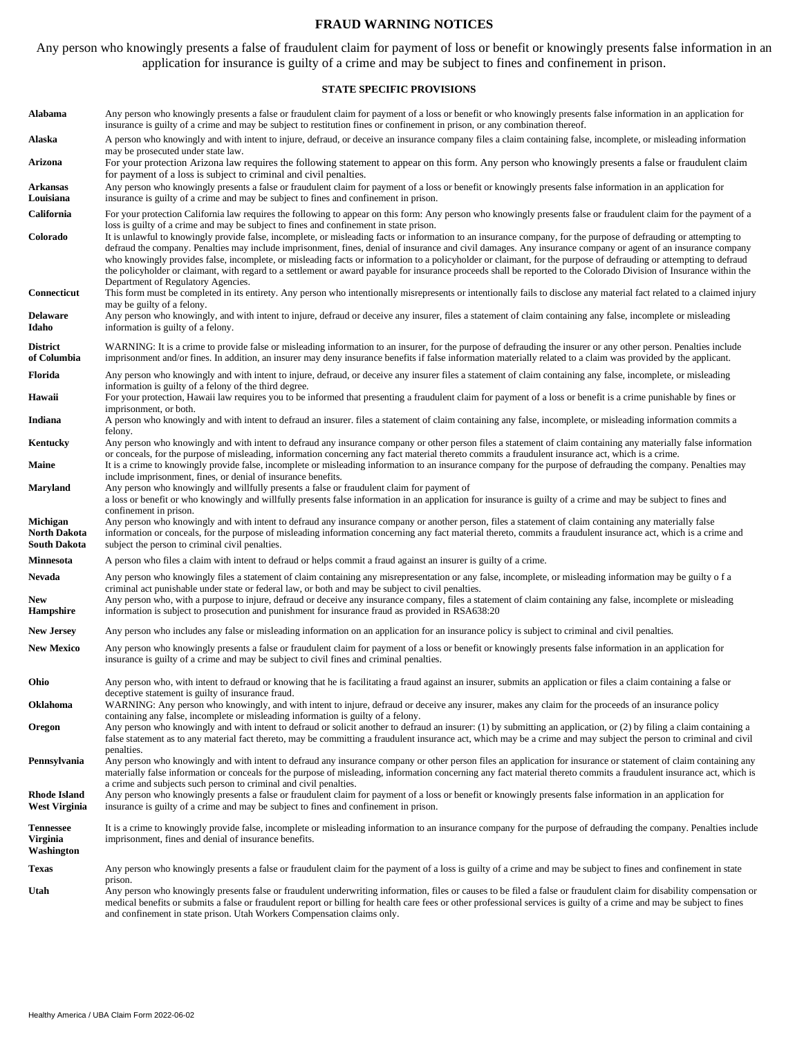# FRAUD WARNING NOTICES

Any person who knowingly presents a false of fraudulent claim for payment of loss or benefit or knowingly presents false information in an application for insurance is guilty of a crime and may be subject to fines and confinement in prison.

## STATE SPECIFIC PROVISIONS

| State | Provision |
|---|---|
| **Alabama** | Any person who knowingly presents a false or fraudulent claim for payment of a loss or benefit or who knowingly presents false information in an application for insurance is guilty of a crime and may be subject to restitution fines or confinement in prison, or any combination thereof. |
| **Alaska** | A person who knowingly and with intent to injure, defraud, or deceive an insurance company files a claim containing false, incomplete, or misleading information may be prosecuted under state law. |
| **Arizona** | For your protection Arizona law requires the following statement to appear on this form. Any person who knowingly presents a false or fraudulent claim for payment of a loss is subject to criminal and civil penalties. |
| **Arkansas Louisiana** | Any person who knowingly presents a false or fraudulent claim for payment of a loss or benefit or knowingly presents false information in an application for insurance is guilty of a crime and may be subject to fines and confinement in prison. |
| **California** | For your protection California law requires the following to appear on this form: Any person who knowingly presents false or fraudulent claim for the payment of a loss is guilty of a crime and may be subject to fines and confinement in state prison. |
| **Colorado** | It is unlawful to knowingly provide false, incomplete, or misleading facts or information to an insurance company, for the purpose of defrauding or attempting to defraud the company. Penalties may include imprisonment, fines, denial of insurance and civil damages. Any insurance company or agent of an insurance company who knowingly provides false, incomplete, or misleading facts or information to a policyholder or claimant, for the purpose of defrauding or attempting to defraud the policyholder or claimant, with regard to a settlement or award payable for insurance proceeds shall be reported to the Colorado Division of Insurance within the Department of Regulatory Agencies. |
| **Connecticut** | This form must be completed in its entirety. Any person who intentionally misrepresents or intentionally fails to disclose any material fact related to a claimed injury may be guilty of a felony. |
| **Delaware Idaho** | Any person who knowingly, and with intent to injure, defraud or deceive any insurer, files a statement of claim containing any false, incomplete or misleading information is guilty of a felony. |
| **District of Columbia** | WARNING: It is a crime to provide false or misleading information to an insurer, for the purpose of defrauding the insurer or any other person. Penalties include imprisonment and/or fines. In addition, an insurer may deny insurance benefits if false information materially related to a claim was provided by the applicant. |
| **Florida** | Any person who knowingly and with intent to injure, defraud, or deceive any insurer files a statement of claim containing any false, incomplete, or misleading information is guilty of a felony of the third degree. |
| **Hawaii** | For your protection, Hawaii law requires you to be informed that presenting a fraudulent claim for payment of a loss or benefit is a crime punishable by fines or imprisonment, or both. |
| **Indiana** | A person who knowingly and with intent to defraud an insurer. files a statement of claim containing any false, incomplete, or misleading information commits a felony. |
| **Kentucky** | Any person who knowingly and with intent to defraud any insurance company or other person files a statement of claim containing any materially false information or conceals, for the purpose of misleading, information concerning any fact material thereto commits a fraudulent insurance act, which is a crime. |
| **Maine** | It is a crime to knowingly provide false, incomplete or misleading information to an insurance company for the purpose of defrauding the company. Penalties may include imprisonment, fines, or denial of insurance benefits. |
| **Maryland** | Any person who knowingly and willfully presents a false or fraudulent claim for payment of a loss or benefit or who knowingly and willfully presents false information in an application for insurance is guilty of a crime and may be subject to fines and confinement in prison. |
| **Michigan North Dakota South Dakota** | Any person who knowingly and with intent to defraud any insurance company or another person, files a statement of claim containing any materially false information or conceals, for the purpose of misleading information concerning any fact material thereto, commits a fraudulent insurance act, which is a crime and subject the person to criminal civil penalties. |
| **Minnesota** | A person who files a claim with intent to defraud or helps commit a fraud against an insurer is guilty of a crime. |
| **Nevada** | Any person who knowingly files a statement of claim containing any misrepresentation or any false, incomplete, or misleading information may be guilty o f a criminal act punishable under state or federal law, or both and may be subject to civil penalties. |
| **New Hampshire** | Any person who, with a purpose to injure, defraud or deceive any insurance company, files a statement of claim containing any false, incomplete or misleading information is subject to prosecution and punishment for insurance fraud as provided in RSA638:20 |
| **New Jersey** | Any person who includes any false or misleading information on an application for an insurance policy is subject to criminal and civil penalties. |
| **New Mexico** | Any person who knowingly presents a false or fraudulent claim for payment of a loss or benefit or knowingly presents false information in an application for insurance is guilty of a crime and may be subject to civil fines and criminal penalties. |
| **Ohio** | Any person who, with intent to defraud or knowing that he is facilitating a fraud against an insurer, submits an application or files a claim containing a false or deceptive statement is guilty of insurance fraud. |
| **Oklahoma** | WARNING: Any person who knowingly, and with intent to injure, defraud or deceive any insurer, makes any claim for the proceeds of an insurance policy containing any false, incomplete or misleading information is guilty of a felony. |
| **Oregon** | Any person who knowingly and with intent to defraud or solicit another to defraud an insurer: (1) by submitting an application, or (2) by filing a claim containing a false statement as to any material fact thereto, may be committing a fraudulent insurance act, which may be a crime and may subject the person to criminal and civil penalties. |
| **Pennsylvania** | Any person who knowingly and with intent to defraud any insurance company or other person files an application for insurance or statement of claim containing any materially false information or conceals for the purpose of misleading, information concerning any fact material thereto commits a fraudulent insurance act, which is a crime and subjects such person to criminal and civil penalties. |
| **Rhode Island West Virginia** | Any person who knowingly presents a false or fraudulent claim for payment of a loss or benefit or knowingly presents false information in an application for insurance is guilty of a crime and may be subject to fines and confinement in prison. |
| **Tennessee Virginia Washington** | It is a crime to knowingly provide false, incomplete or misleading information to an insurance company for the purpose of defrauding the company. Penalties include imprisonment, fines and denial of insurance benefits. |
| **Texas** | Any person who knowingly presents a false or fraudulent claim for the payment of a loss is guilty of a crime and may be subject to fines and confinement in state prison. |
| **Utah** | Any person who knowingly presents false or fraudulent underwriting information, files or causes to be filed a false or fraudulent claim for disability compensation or medical benefits or submits a false or fraudulent report or billing for health care fees or other professional services is guilty of a crime and may be subject to fines and confinement in state prison. Utah Workers Compensation claims only. |

Healthy America / UBA Claim Form 2022-06-02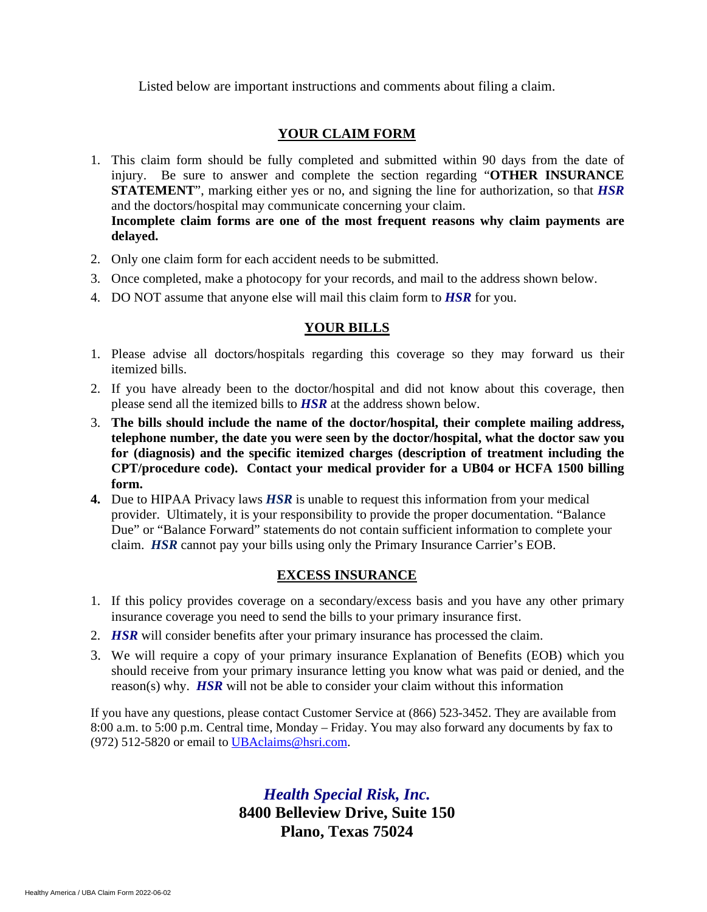Listed below are important instructions and comments about filing a claim.

## YOUR CLAIM FORM

1. This claim form should be fully completed and submitted within 90 days from the date of injury. Be sure to answer and complete the section regarding "**OTHER INSURANCE STATEMENT**", marking either yes or no, and signing the line for authorization, so that ***HSR*** and the doctors/hospital may communicate concerning your claim.
   **Incomplete claim forms are one of the most frequent reasons why claim payments are delayed.**
2. Only one claim form for each accident needs to be submitted.
3. Once completed, make a photocopy for your records, and mail to the address shown below.
4. DO NOT assume that anyone else will mail this claim form to ***HSR*** for you.

## YOUR BILLS

1. Please advise all doctors/hospitals regarding this coverage so they may forward us their itemized bills.
2. If you have already been to the doctor/hospital and did not know about this coverage, then please send all the itemized bills to ***HSR*** at the address shown below.
3. **The bills should include the name of the doctor/hospital, their complete mailing address, telephone number, the date you were seen by the doctor/hospital, what the doctor saw you for (diagnosis) and the specific itemized charges (description of treatment including the CPT/procedure code). Contact your medical provider for a UB04 or HCFA 1500 billing form.**
4. Due to HIPAA Privacy laws ***HSR*** is unable to request this information from your medical provider. Ultimately, it is your responsibility to provide the proper documentation. "Balance Due" or "Balance Forward" statements do not contain sufficient information to complete your claim. ***HSR*** cannot pay your bills using only the Primary Insurance Carrier's EOB.

## EXCESS INSURANCE

1. If this policy provides coverage on a secondary/excess basis and you have any other primary insurance coverage you need to send the bills to your primary insurance first.
2. ***HSR*** will consider benefits after your primary insurance has processed the claim.
3. We will require a copy of your primary insurance Explanation of Benefits (EOB) which you should receive from your primary insurance letting you know what was paid or denied, and the reason(s) why. ***HSR*** will not be able to consider your claim without this information

If you have any questions, please contact Customer Service at (866) 523-3452. They are available from 8:00 a.m. to 5:00 p.m. Central time, Monday – Friday. You may also forward any documents by fax to (972) 512-5820 or email to UBAclaims@hsri.com.

***Health Special Risk, Inc.***
**8400 Belleview Drive, Suite 150**
**Plano, Texas 75024**

Healthy America / UBA Claim Form 2022-06-02